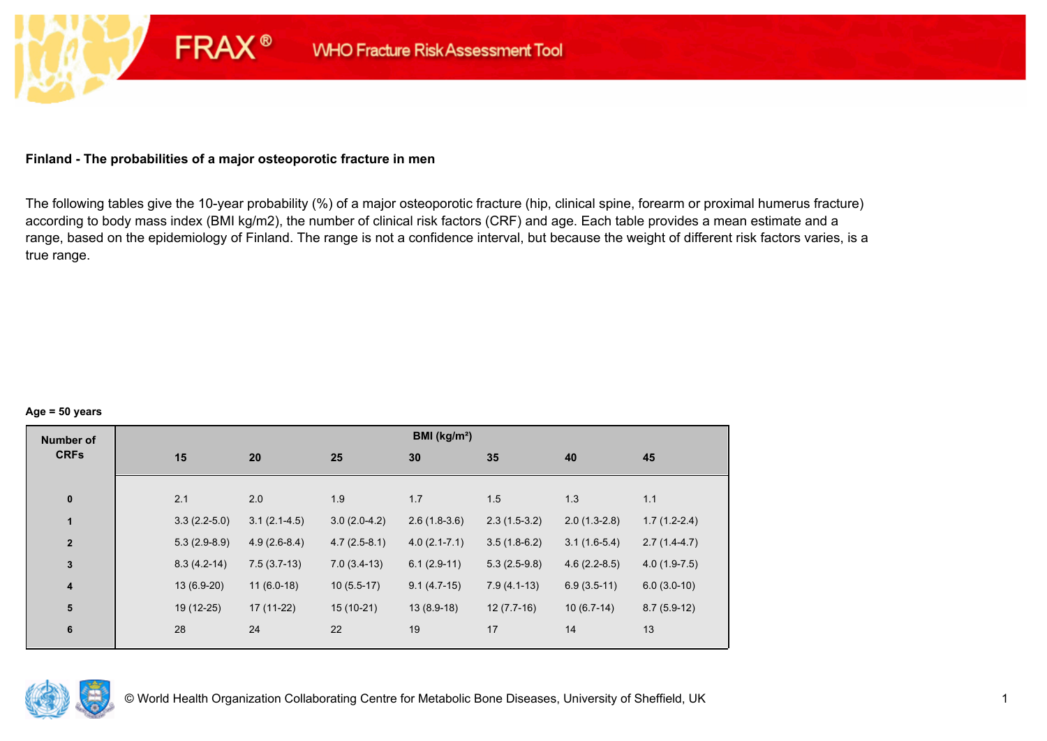FRAX® WHO Fracture Risk Assessment Tool

**Finland - The probabilities of a major osteoporotic fracture in men**

The following tables give the 10-year probability (%) of a major osteoporotic fracture (hip, clinical spine, forearm or proximal humerus fracture) according to body mass index (BMI kg/m2), the number of clinical risk factors (CRF) and age. Each table provides a mean estimate and a range, based on the epidemiology of Finland. The range is not a confidence interval, but because the weight of different risk factors varies, is a true range.

**Age = 50 years**

| Number of CRFs | BMI (kg/m²) | | | | | | |
|---|---|---|---|---|---|---|---|
| | 15 | 20 | 25 | 30 | 35 | 40 | 45 |
| 0 | 2.1 | 2.0 | 1.9 | 1.7 | 1.5 | 1.3 | 1.1 |
| 1 | 3.3 (2.2-5.0) | 3.1 (2.1-4.5) | 3.0 (2.0-4.2) | 2.6 (1.8-3.6) | 2.3 (1.5-3.2) | 2.0 (1.3-2.8) | 1.7 (1.2-2.4) |
| 2 | 5.3 (2.9-8.9) | 4.9 (2.6-8.4) | 4.7 (2.5-8.1) | 4.0 (2.1-7.1) | 3.5 (1.8-6.2) | 3.1 (1.6-5.4) | 2.7 (1.4-4.7) |
| 3 | 8.3 (4.2-14) | 7.5 (3.7-13) | 7.0 (3.4-13) | 6.1 (2.9-11) | 5.3 (2.5-9.8) | 4.6 (2.2-8.5) | 4.0 (1.9-7.5) |
| 4 | 13 (6.9-20) | 11 (6.0-18) | 10 (5.5-17) | 9.1 (4.7-15) | 7.9 (4.1-13) | 6.9 (3.5-11) | 6.0 (3.0-10) |
| 5 | 19 (12-25) | 17 (11-22) | 15 (10-21) | 13 (8.9-18) | 12 (7.7-16) | 10 (6.7-14) | 8.7 (5.9-12) |
| 6 | 28 | 24 | 22 | 19 | 17 | 14 | 13 |

© World Health Organization Collaborating Centre for Metabolic Bone Diseases, University of Sheffield, UK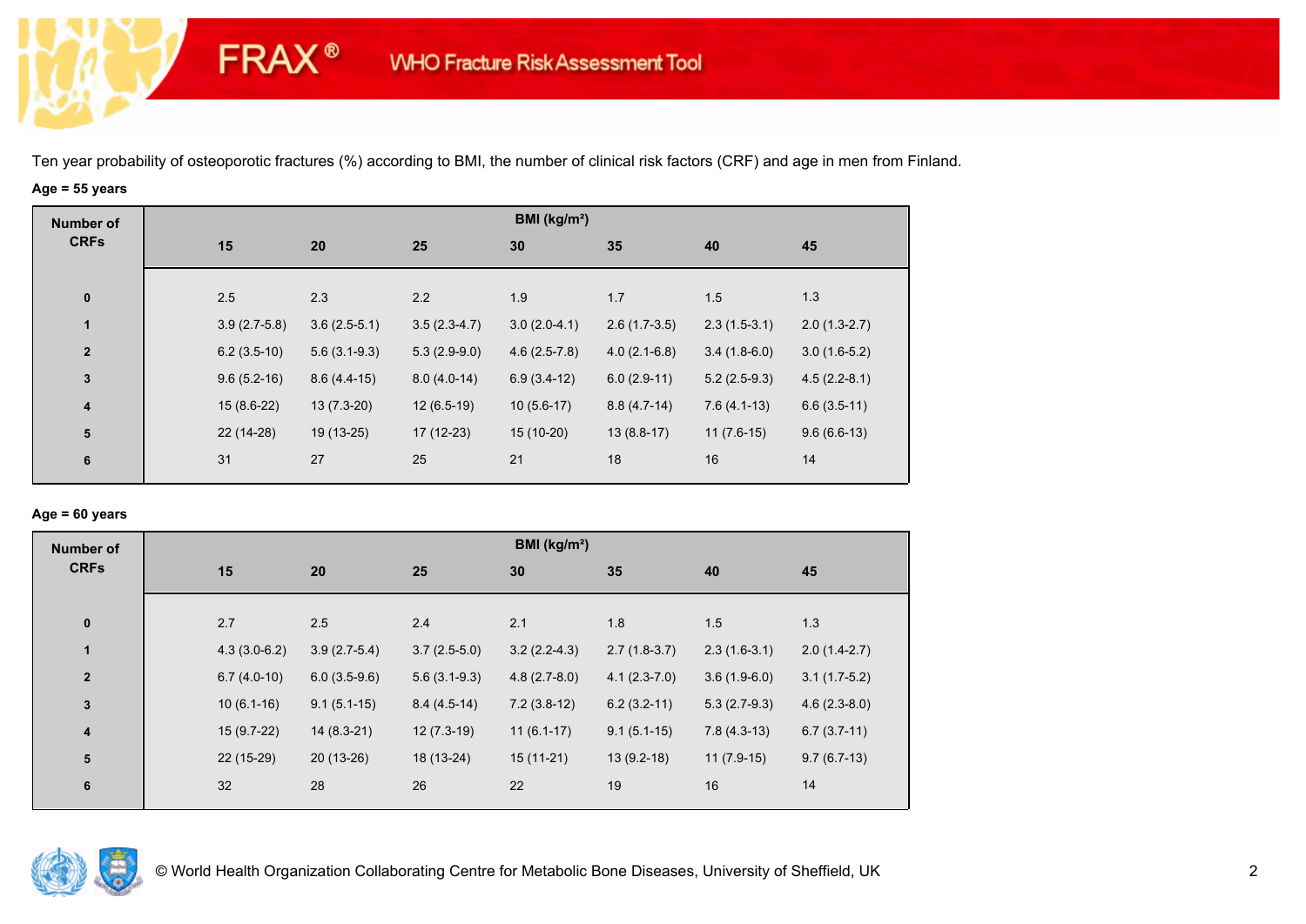Ten year probability of osteoporotic fractures (%) according to BMI, the number of clinical risk factors (CRF) and age in men from Finland.

**Age = 55 years**

| Number of CRFs | BMI (kg/m²) | | | | | | |
|---|---|---|---|---|---|---|---|
| | 15 | 20 | 25 | 30 | 35 | 40 | 45 |
| 0 | 2.5 | 2.3 | 2.2 | 1.9 | 1.7 | 1.5 | 1.3 |
| 1 | 3.9 (2.7-5.8) | 3.6 (2.5-5.1) | 3.5 (2.3-4.7) | 3.0 (2.0-4.1) | 2.6 (1.7-3.5) | 2.3 (1.5-3.1) | 2.0 (1.3-2.7) |
| 2 | 6.2 (3.5-10) | 5.6 (3.1-9.3) | 5.3 (2.9-9.0) | 4.6 (2.5-7.8) | 4.0 (2.1-6.8) | 3.4 (1.8-6.0) | 3.0 (1.6-5.2) |
| 3 | 9.6 (5.2-16) | 8.6 (4.4-15) | 8.0 (4.0-14) | 6.9 (3.4-12) | 6.0 (2.9-11) | 5.2 (2.5-9.3) | 4.5 (2.2-8.1) |
| 4 | 15 (8.6-22) | 13 (7.3-20) | 12 (6.5-19) | 10 (5.6-17) | 8.8 (4.7-14) | 7.6 (4.1-13) | 6.6 (3.5-11) |
| 5 | 22 (14-28) | 19 (13-25) | 17 (12-23) | 15 (10-20) | 13 (8.8-17) | 11 (7.6-15) | 9.6 (6.6-13) |
| 6 | 31 | 27 | 25 | 21 | 18 | 16 | 14 |

**Age = 60 years**

| Number of CRFs | BMI (kg/m²) | | | | | | |
|---|---|---|---|---|---|---|---|
| | 15 | 20 | 25 | 30 | 35 | 40 | 45 |
| 0 | 2.7 | 2.5 | 2.4 | 2.1 | 1.8 | 1.5 | 1.3 |
| 1 | 4.3 (3.0-6.2) | 3.9 (2.7-5.4) | 3.7 (2.5-5.0) | 3.2 (2.2-4.3) | 2.7 (1.8-3.7) | 2.3 (1.6-3.1) | 2.0 (1.4-2.7) |
| 2 | 6.7 (4.0-10) | 6.0 (3.5-9.6) | 5.6 (3.1-9.3) | 4.8 (2.7-8.0) | 4.1 (2.3-7.0) | 3.6 (1.9-6.0) | 3.1 (1.7-5.2) |
| 3 | 10 (6.1-16) | 9.1 (5.1-15) | 8.4 (4.5-14) | 7.2 (3.8-12) | 6.2 (3.2-11) | 5.3 (2.7-9.3) | 4.6 (2.3-8.0) |
| 4 | 15 (9.7-22) | 14 (8.3-21) | 12 (7.3-19) | 11 (6.1-17) | 9.1 (5.1-15) | 7.8 (4.3-13) | 6.7 (3.7-11) |
| 5 | 22 (15-29) | 20 (13-26) | 18 (13-24) | 15 (11-21) | 13 (9.2-18) | 11 (7.9-15) | 9.7 (6.7-13) |
| 6 | 32 | 28 | 26 | 22 | 19 | 16 | 14 |

© World Health Organization Collaborating Centre for Metabolic Bone Diseases, University of Sheffield, UK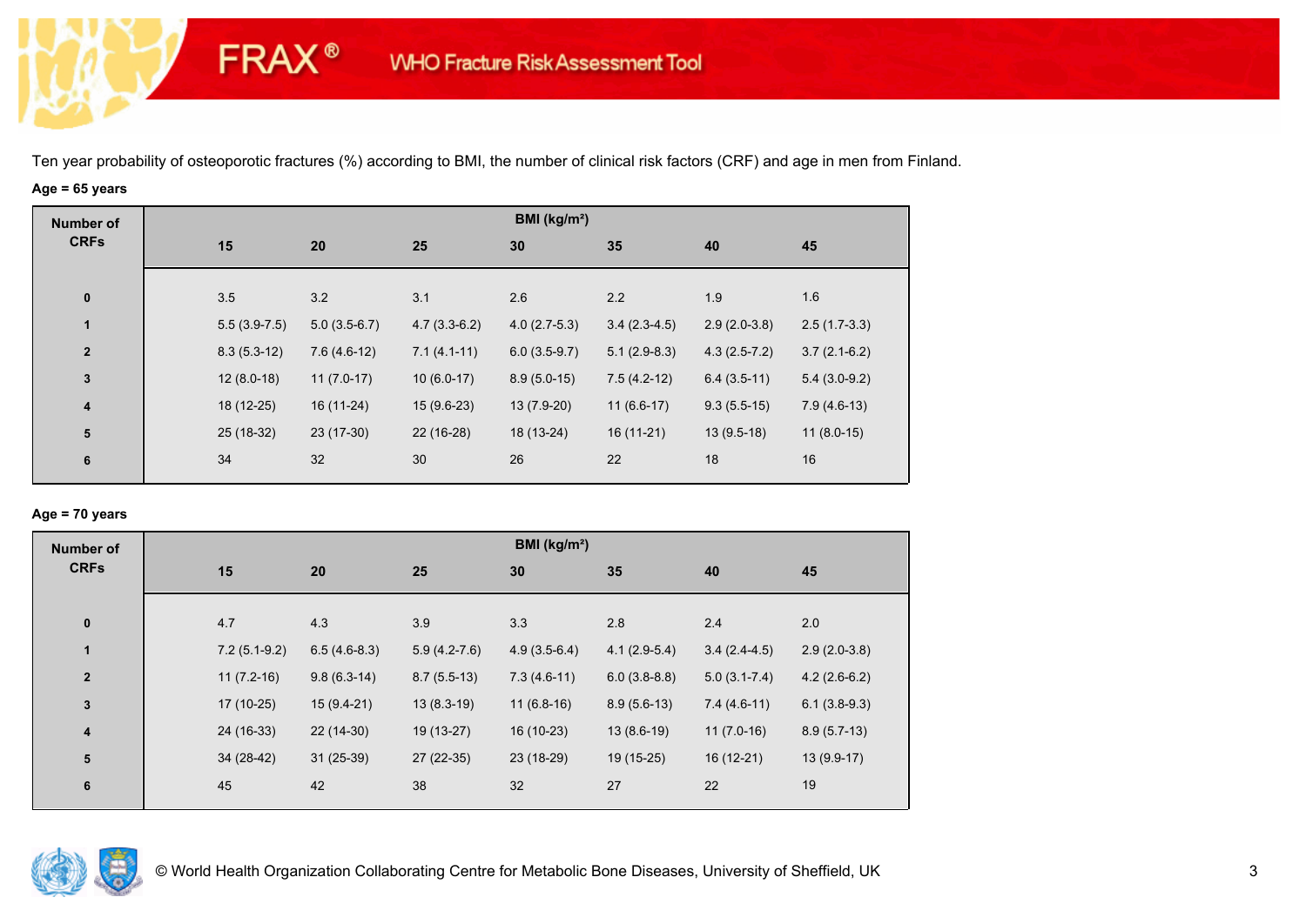# FRAX® WHO Fracture Risk Assessment Tool

Ten year probability of osteoporotic fractures (%) according to BMI, the number of clinical risk factors (CRF) and age in men from Finland.

**Age = 65 years**

| Number of CRFs | BMI (kg/m²) | | | | | | |
|---|---|---|---|---|---|---|---|
| | 15 | 20 | 25 | 30 | 35 | 40 | 45 |
| 0 | 3.5 | 3.2 | 3.1 | 2.6 | 2.2 | 1.9 | 1.6 |
| 1 | 5.5 (3.9-7.5) | 5.0 (3.5-6.7) | 4.7 (3.3-6.2) | 4.0 (2.7-5.3) | 3.4 (2.3-4.5) | 2.9 (2.0-3.8) | 2.5 (1.7-3.3) |
| 2 | 8.3 (5.3-12) | 7.6 (4.6-12) | 7.1 (4.1-11) | 6.0 (3.5-9.7) | 5.1 (2.9-8.3) | 4.3 (2.5-7.2) | 3.7 (2.1-6.2) |
| 3 | 12 (8.0-18) | 11 (7.0-17) | 10 (6.0-17) | 8.9 (5.0-15) | 7.5 (4.2-12) | 6.4 (3.5-11) | 5.4 (3.0-9.2) |
| 4 | 18 (12-25) | 16 (11-24) | 15 (9.6-23) | 13 (7.9-20) | 11 (6.6-17) | 9.3 (5.5-15) | 7.9 (4.6-13) |
| 5 | 25 (18-32) | 23 (17-30) | 22 (16-28) | 18 (13-24) | 16 (11-21) | 13 (9.5-18) | 11 (8.0-15) |
| 6 | 34 | 32 | 30 | 26 | 22 | 18 | 16 |

**Age = 70 years**

| Number of CRFs | BMI (kg/m²) | | | | | | |
|---|---|---|---|---|---|---|---|
| | 15 | 20 | 25 | 30 | 35 | 40 | 45 |
| 0 | 4.7 | 4.3 | 3.9 | 3.3 | 2.8 | 2.4 | 2.0 |
| 1 | 7.2 (5.1-9.2) | 6.5 (4.6-8.3) | 5.9 (4.2-7.6) | 4.9 (3.5-6.4) | 4.1 (2.9-5.4) | 3.4 (2.4-4.5) | 2.9 (2.0-3.8) |
| 2 | 11 (7.2-16) | 9.8 (6.3-14) | 8.7 (5.5-13) | 7.3 (4.6-11) | 6.0 (3.8-8.8) | 5.0 (3.1-7.4) | 4.2 (2.6-6.2) |
| 3 | 17 (10-25) | 15 (9.4-21) | 13 (8.3-19) | 11 (6.8-16) | 8.9 (5.6-13) | 7.4 (4.6-11) | 6.1 (3.8-9.3) |
| 4 | 24 (16-33) | 22 (14-30) | 19 (13-27) | 16 (10-23) | 13 (8.6-19) | 11 (7.0-16) | 8.9 (5.7-13) |
| 5 | 34 (28-42) | 31 (25-39) | 27 (22-35) | 23 (18-29) | 19 (15-25) | 16 (12-21) | 13 (9.9-17) |
| 6 | 45 | 42 | 38 | 32 | 27 | 22 | 19 |

© World Health Organization Collaborating Centre for Metabolic Bone Diseases, University of Sheffield, UK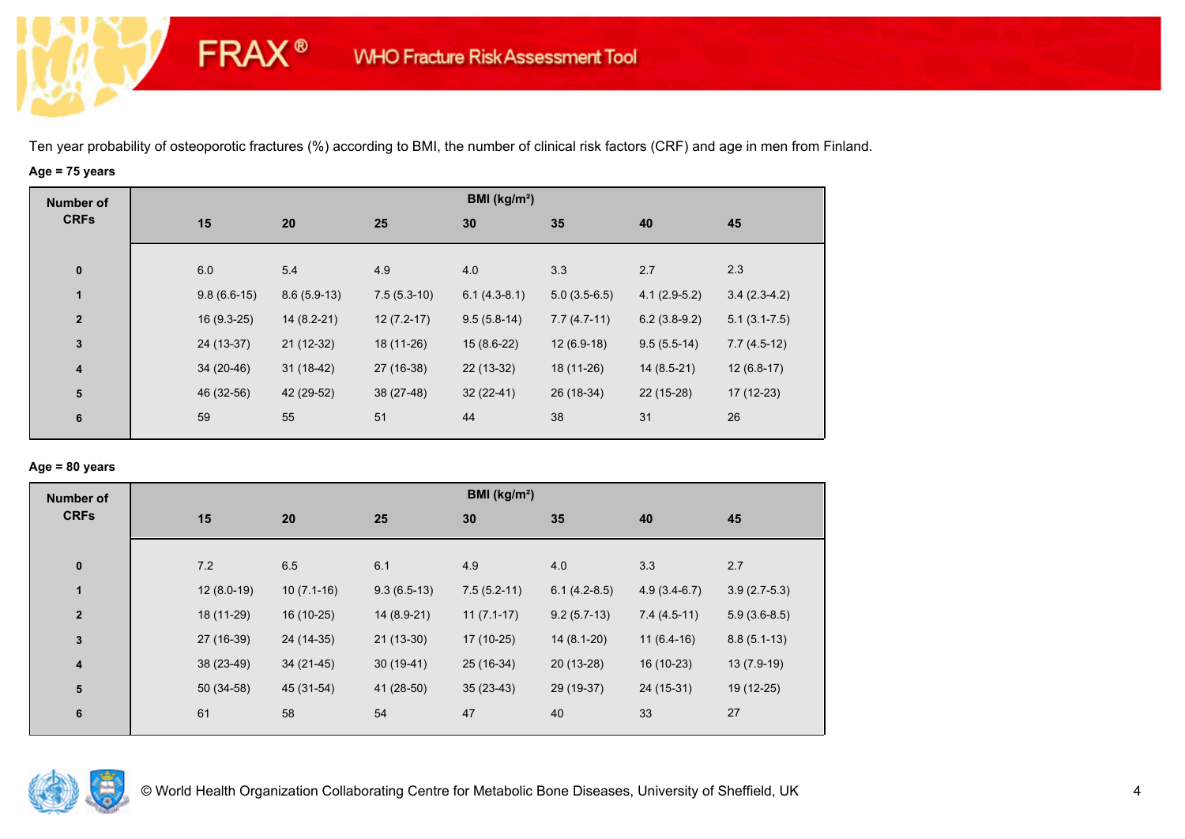FRAX® WHO Fracture Risk Assessment Tool

Ten year probability of osteoporotic fractures (%) according to BMI, the number of clinical risk factors (CRF) and age in men from Finland.

**Age = 75 years**

| Number of CRFs | BMI (kg/m²) | | | | | | |
|---|---|---|---|---|---|---|---|
| | 15 | 20 | 25 | 30 | 35 | 40 | 45 |
| 0 | 6.0 | 5.4 | 4.9 | 4.0 | 3.3 | 2.7 | 2.3 |
| 1 | 9.8 (6.6-15) | 8.6 (5.9-13) | 7.5 (5.3-10) | 6.1 (4.3-8.1) | 5.0 (3.5-6.5) | 4.1 (2.9-5.2) | 3.4 (2.3-4.2) |
| 2 | 16 (9.3-25) | 14 (8.2-21) | 12 (7.2-17) | 9.5 (5.8-14) | 7.7 (4.7-11) | 6.2 (3.8-9.2) | 5.1 (3.1-7.5) |
| 3 | 24 (13-37) | 21 (12-32) | 18 (11-26) | 15 (8.6-22) | 12 (6.9-18) | 9.5 (5.5-14) | 7.7 (4.5-12) |
| 4 | 34 (20-46) | 31 (18-42) | 27 (16-38) | 22 (13-32) | 18 (11-26) | 14 (8.5-21) | 12 (6.8-17) |
| 5 | 46 (32-56) | 42 (29-52) | 38 (27-48) | 32 (22-41) | 26 (18-34) | 22 (15-28) | 17 (12-23) |
| 6 | 59 | 55 | 51 | 44 | 38 | 31 | 26 |

**Age = 80 years**

| Number of CRFs | BMI (kg/m²) | | | | | | |
|---|---|---|---|---|---|---|---|
| | 15 | 20 | 25 | 30 | 35 | 40 | 45 |
| 0 | 7.2 | 6.5 | 6.1 | 4.9 | 4.0 | 3.3 | 2.7 |
| 1 | 12 (8.0-19) | 10 (7.1-16) | 9.3 (6.5-13) | 7.5 (5.2-11) | 6.1 (4.2-8.5) | 4.9 (3.4-6.7) | 3.9 (2.7-5.3) |
| 2 | 18 (11-29) | 16 (10-25) | 14 (8.9-21) | 11 (7.1-17) | 9.2 (5.7-13) | 7.4 (4.5-11) | 5.9 (3.6-8.5) |
| 3 | 27 (16-39) | 24 (14-35) | 21 (13-30) | 17 (10-25) | 14 (8.1-20) | 11 (6.4-16) | 8.8 (5.1-13) |
| 4 | 38 (23-49) | 34 (21-45) | 30 (19-41) | 25 (16-34) | 20 (13-28) | 16 (10-23) | 13 (7.9-19) |
| 5 | 50 (34-58) | 45 (31-54) | 41 (28-50) | 35 (23-43) | 29 (19-37) | 24 (15-31) | 19 (12-25) |
| 6 | 61 | 58 | 54 | 47 | 40 | 33 | 27 |

© World Health Organization Collaborating Centre for Metabolic Bone Diseases, University of Sheffield, UK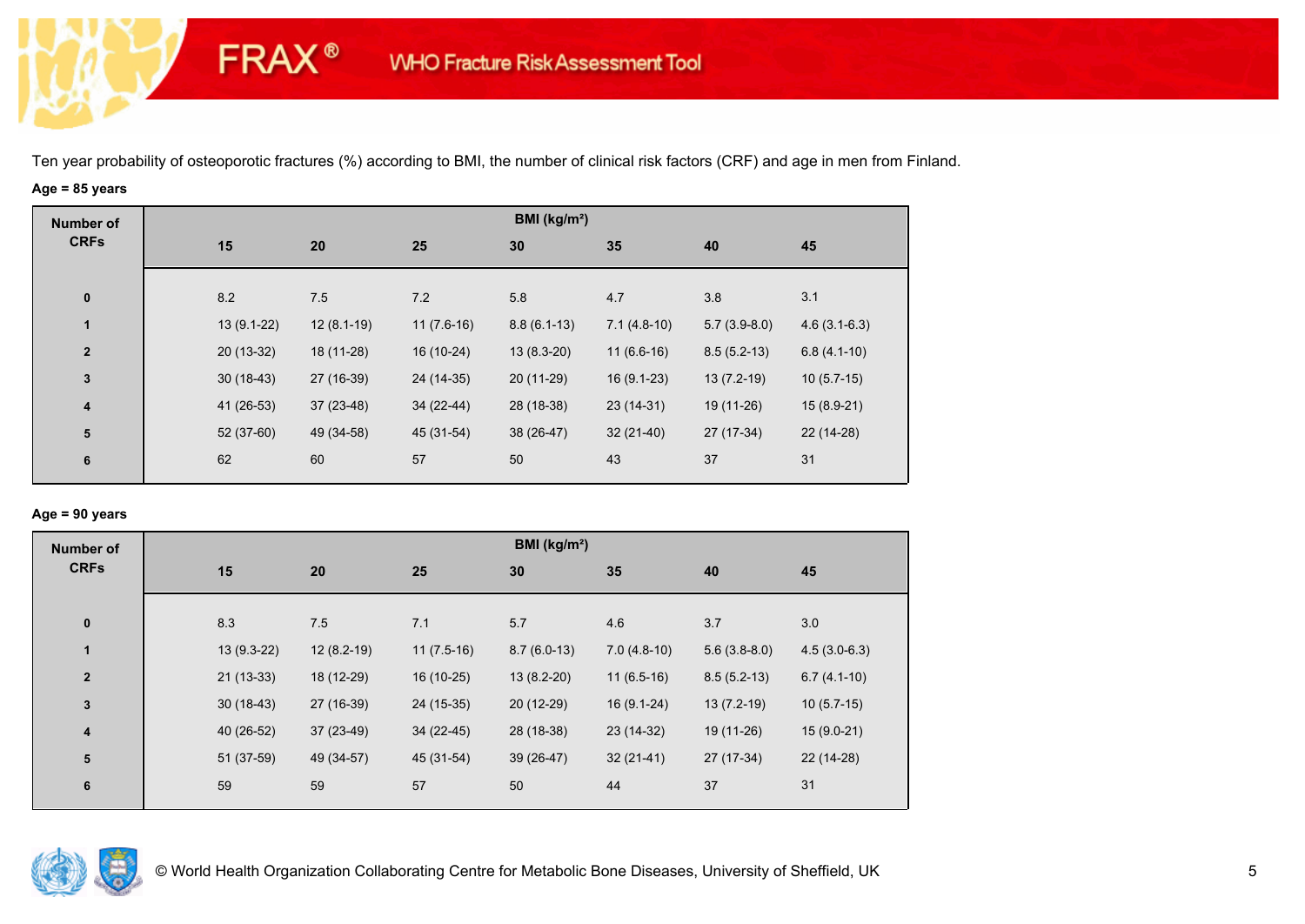FRAX® WHO Fracture Risk Assessment Tool

Ten year probability of osteoporotic fractures (%) according to BMI, the number of clinical risk factors (CRF) and age in men from Finland.

**Age = 85 years**

| Number of CRFs | BMI (kg/m²) | | | | | | |
|---|---|---|---|---|---|---|---|
| | 15 | 20 | 25 | 30 | 35 | 40 | 45 |
| 0 | 8.2 | 7.5 | 7.2 | 5.8 | 4.7 | 3.8 | 3.1 |
| 1 | 13 (9.1-22) | 12 (8.1-19) | 11 (7.6-16) | 8.8 (6.1-13) | 7.1 (4.8-10) | 5.7 (3.9-8.0) | 4.6 (3.1-6.3) |
| 2 | 20 (13-32) | 18 (11-28) | 16 (10-24) | 13 (8.3-20) | 11 (6.6-16) | 8.5 (5.2-13) | 6.8 (4.1-10) |
| 3 | 30 (18-43) | 27 (16-39) | 24 (14-35) | 20 (11-29) | 16 (9.1-23) | 13 (7.2-19) | 10 (5.7-15) |
| 4 | 41 (26-53) | 37 (23-48) | 34 (22-44) | 28 (18-38) | 23 (14-31) | 19 (11-26) | 15 (8.9-21) |
| 5 | 52 (37-60) | 49 (34-58) | 45 (31-54) | 38 (26-47) | 32 (21-40) | 27 (17-34) | 22 (14-28) |
| 6 | 62 | 60 | 57 | 50 | 43 | 37 | 31 |

**Age = 90 years**

| Number of CRFs | BMI (kg/m²) | | | | | | |
|---|---|---|---|---|---|---|---|
| | 15 | 20 | 25 | 30 | 35 | 40 | 45 |
| 0 | 8.3 | 7.5 | 7.1 | 5.7 | 4.6 | 3.7 | 3.0 |
| 1 | 13 (9.3-22) | 12 (8.2-19) | 11 (7.5-16) | 8.7 (6.0-13) | 7.0 (4.8-10) | 5.6 (3.8-8.0) | 4.5 (3.0-6.3) |
| 2 | 21 (13-33) | 18 (12-29) | 16 (10-25) | 13 (8.2-20) | 11 (6.5-16) | 8.5 (5.2-13) | 6.7 (4.1-10) |
| 3 | 30 (18-43) | 27 (16-39) | 24 (15-35) | 20 (12-29) | 16 (9.1-24) | 13 (7.2-19) | 10 (5.7-15) |
| 4 | 40 (26-52) | 37 (23-49) | 34 (22-45) | 28 (18-38) | 23 (14-32) | 19 (11-26) | 15 (9.0-21) |
| 5 | 51 (37-59) | 49 (34-57) | 45 (31-54) | 39 (26-47) | 32 (21-41) | 27 (17-34) | 22 (14-28) |
| 6 | 59 | 59 | 57 | 50 | 44 | 37 | 31 |

© World Health Organization Collaborating Centre for Metabolic Bone Diseases, University of Sheffield, UK